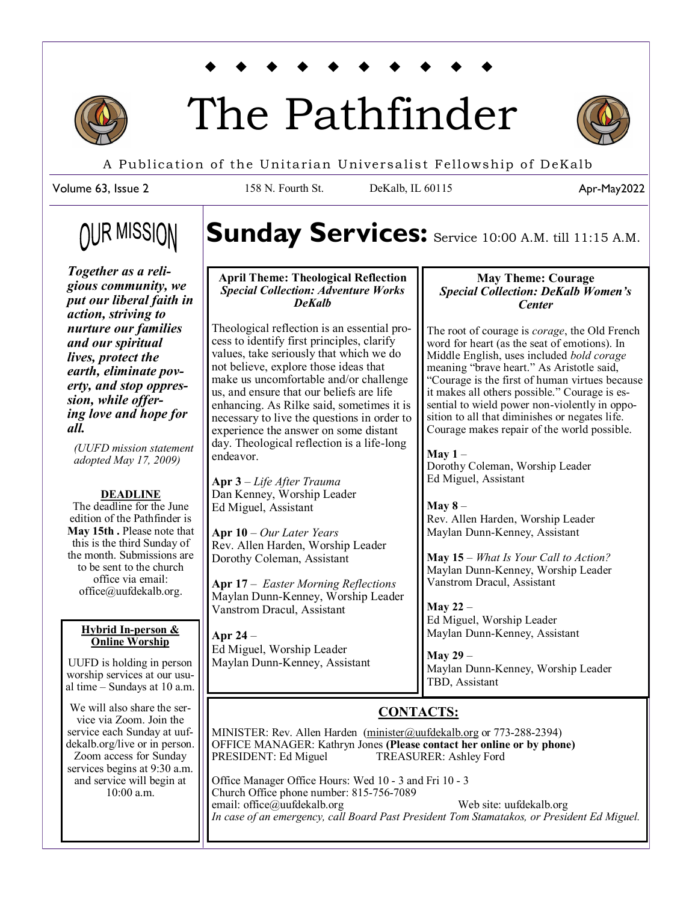# The Pathfinder

A Publication of the Unitarian Universalist Fellowship of DeKalb

Volume 63, Issue 2 | 158 N. Fourth St. | DeKalb, IL 60115 | Apr-May2022

## OUR MISSION

***Together as a religious community, we put our liberal faith in action, striving to nurture our families and our spiritual lives, protect the earth, eliminate poverty, and stop oppression, while offering love and hope for all.***

*(UUFD mission statement adopted May 17, 2009)*

**DEADLINE**

The deadline for the June edition of the Pathfinder is **May 15th .** Please note that this is the third Sunday of the month. Submissions are to be sent to the church office via email: office@uufdekalb.org.

**Hybrid In-person & Online Worship**

UUFD is holding in person worship services at our usual time – Sundays at 10 a.m.

We will also share the service via Zoom. Join the service each Sunday at uufdekalb.org/live or in person. Zoom access for Sunday services begins at 9:30 a.m. and service will begin at 10:00 a.m.

## Sunday Services: Service 10:00 A.M. till 11:15 A.M.

### April Theme: Theological Reflection

***Special Collection: Adventure Works DeKalb***

Theological reflection is an essential process to identify first principles, clarify values, take seriously that which we do not believe, explore those ideas that make us uncomfortable and/or challenge us, and ensure that our beliefs are life enhancing. As Rilke said, sometimes it is necessary to live the questions in order to experience the answer on some distant day. Theological reflection is a life-long endeavor.

**Apr 3** – *Life After Trauma*
Dan Kenney, Worship Leader
Ed Miguel, Assistant

**Apr 10** – *Our Later Years*
Rev. Allen Harden, Worship Leader
Dorothy Coleman, Assistant

**Apr 17** – *Easter Morning Reflections*
Maylan Dunn-Kenney, Worship Leader
Vanstrom Dracul, Assistant

**Apr 24** –
Ed Miguel, Worship Leader
Maylan Dunn-Kenney, Assistant

### May Theme: Courage

***Special Collection: DeKalb Women's Center***

The root of courage is *corage*, the Old French word for heart (as the seat of emotions). In Middle English, uses included *bold corage* meaning "brave heart." As Aristotle said, "Courage is the first of human virtues because it makes all others possible." Courage is essential to wield power non-violently in opposition to all that diminishes or negates life. Courage makes repair of the world possible.

**May 1** –
Dorothy Coleman, Worship Leader
Ed Miguel, Assistant

**May 8** –
Rev. Allen Harden, Worship Leader
Maylan Dunn-Kenney, Assistant

**May 15** – *What Is Your Call to Action?*
Maylan Dunn-Kenney, Worship Leader
Vanstrom Dracul, Assistant

**May 22** –
Ed Miguel, Worship Leader
Maylan Dunn-Kenney, Assistant

**May 29** –
Maylan Dunn-Kenney, Worship Leader
TBD, Assistant

## CONTACTS:

MINISTER: Rev. Allen Harden (minister@uufdekalb.org or 773-288-2394)
OFFICE MANAGER: Kathryn Jones **(Please contact her online or by phone)**
PRESIDENT: Ed Miguel TREASURER: Ashley Ford

Office Manager Office Hours: Wed 10 - 3 and Fri 10 - 3
Church Office phone number: 815-756-7089
email: office@uufdekalb.org Web site: uufdekalb.org
*In case of an emergency, call Board Past President Tom Stamatakos, or President Ed Miguel.*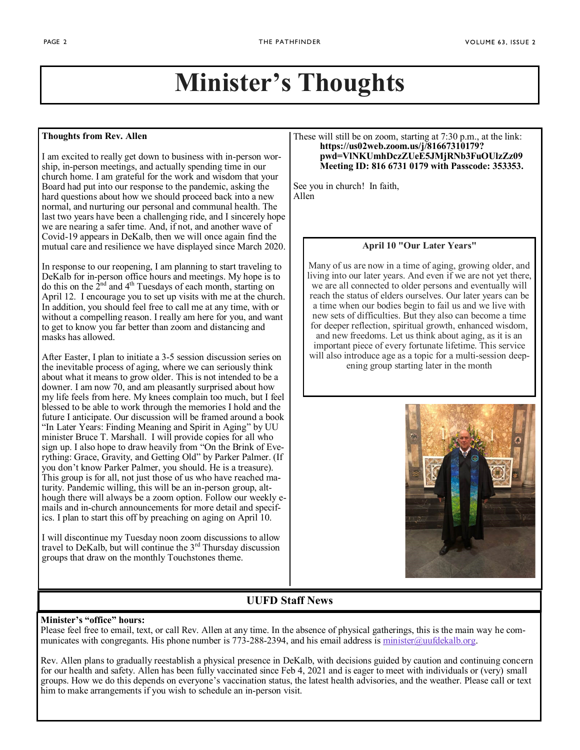# Minister's Thoughts

**Thoughts from Rev. Allen**

I am excited to really get down to business with in-person worship, in-person meetings, and actually spending time in our church home. I am grateful for the work and wisdom that your Board had put into our response to the pandemic, asking the hard questions about how we should proceed back into a new normal, and nurturing our personal and communal health. The last two years have been a challenging ride, and I sincerely hope we are nearing a safer time. And, if not, and another wave of Covid-19 appears in DeKalb, then we will once again find the mutual care and resilience we have displayed since March 2020.

In response to our reopening, I am planning to start traveling to DeKalb for in-person office hours and meetings. My hope is to do this on the 2nd and 4th Tuesdays of each month, starting on April 12. I encourage you to set up visits with me at the church. In addition, you should feel free to call me at any time, with or without a compelling reason. I really am here for you, and want to get to know you far better than zoom and distancing and masks has allowed.

After Easter, I plan to initiate a 3-5 session discussion series on the inevitable process of aging, where we can seriously think about what it means to grow older. This is not intended to be a downer. I am now 70, and am pleasantly surprised about how my life feels from here. My knees complain too much, but I feel blessed to be able to work through the memories I hold and the future I anticipate. Our discussion will be framed around a book "In Later Years: Finding Meaning and Spirit in Aging" by UU minister Bruce T. Marshall. I will provide copies for all who sign up. I also hope to draw heavily from "On the Brink of Everything: Grace, Gravity, and Getting Old" by Parker Palmer. (If you don't know Parker Palmer, you should. He is a treasure). This group is for all, not just those of us who have reached maturity. Pandemic willing, this will be an in-person group, although there will always be a zoom option. Follow our weekly e-mails and in-church announcements for more detail and specifics. I plan to start this off by preaching on aging on April 10.

I will discontinue my Tuesday noon zoom discussions to allow travel to DeKalb, but will continue the 3rd Thursday discussion groups that draw on the monthly Touchstones theme. These will still be on zoom, starting at 7:30 p.m., at the link:

**https://us02web.zoom.us/j/81667310179?pwd=VlNKUmhDczZUeE5JMjRNb3FuOUlzZz09**
**Meeting ID: 816 6731 0179 with Passcode: 353353.**

See you in church! In faith,
Allen

**April 10 "Our Later Years"**

Many of us are now in a time of aging, growing older, and living into our later years. And even if we are not yet there, we are all connected to older persons and eventually will reach the status of elders ourselves. Our later years can be a time when our bodies begin to fail us and we live with new sets of difficulties. But they also can become a time for deeper reflection, spiritual growth, enhanced wisdom, and new freedoms. Let us think about aging, as it is an important piece of every fortunate lifetime. This service will also introduce age as a topic for a multi-session deepening group starting later in the month

## UUFD Staff News

**Minister's "office" hours:**
Please feel free to email, text, or call Rev. Allen at any time. In the absence of physical gatherings, this is the main way he communicates with congregants. His phone number is 773-288-2394, and his email address is minister@uufdekalb.org.

Rev. Allen plans to gradually reestablish a physical presence in DeKalb, with decisions guided by caution and continuing concern for our health and safety. Allen has been fully vaccinated since Feb 4, 2021 and is eager to meet with individuals or (very) small groups. How we do this depends on everyone's vaccination status, the latest health advisories, and the weather. Please call or text him to make arrangements if you wish to schedule an in-person visit.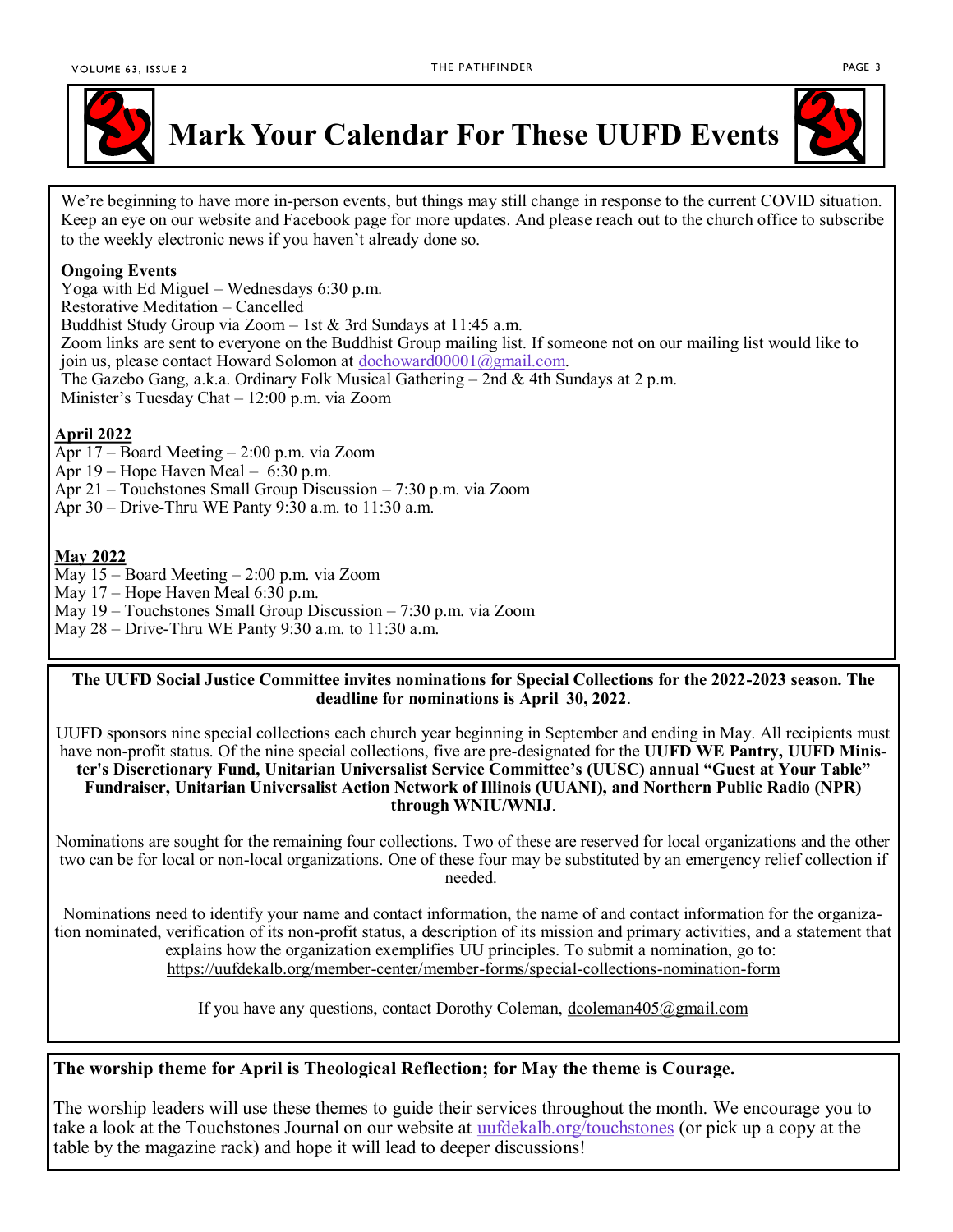# Mark Your Calendar For These UUFD Events

We're beginning to have more in-person events, but things may still change in response to the current COVID situation. Keep an eye on our website and Facebook page for more updates. And please reach out to the church office to subscribe to the weekly electronic news if you haven't already done so.

**Ongoing Events**

Yoga with Ed Miguel – Wednesdays 6:30 p.m.
Restorative Meditation – Cancelled
Buddhist Study Group via Zoom – 1st & 3rd Sundays at 11:45 a.m.
Zoom links are sent to everyone on the Buddhist Group mailing list. If someone not on our mailing list would like to join us, please contact Howard Solomon at dochoward00001@gmail.com.
The Gazebo Gang, a.k.a. Ordinary Folk Musical Gathering – 2nd & 4th Sundays at 2 p.m.
Minister's Tuesday Chat – 12:00 p.m. via Zoom

**April 2022**

Apr 17 – Board Meeting – 2:00 p.m. via Zoom
Apr 19 – Hope Haven Meal – 6:30 p.m.
Apr 21 – Touchstones Small Group Discussion – 7:30 p.m. via Zoom
Apr 30 – Drive-Thru WE Panty 9:30 a.m. to 11:30 a.m.

**May 2022**

May 15 – Board Meeting – 2:00 p.m. via Zoom
May 17 – Hope Haven Meal 6:30 p.m.
May 19 – Touchstones Small Group Discussion – 7:30 p.m. via Zoom
May 28 – Drive-Thru WE Panty 9:30 a.m. to 11:30 a.m.

**The UUFD Social Justice Committee invites nominations for Special Collections for the 2022-2023 season. The deadline for nominations is April 30, 2022**.

UUFD sponsors nine special collections each church year beginning in September and ending in May. All recipients must have non-profit status. Of the nine special collections, five are pre-designated for the **UUFD WE Pantry, UUFD Minister's Discretionary Fund, Unitarian Universalist Service Committee's (UUSC) annual "Guest at Your Table" Fundraiser, Unitarian Universalist Action Network of Illinois (UUANI), and Northern Public Radio (NPR) through WNIU/WNIJ**.

Nominations are sought for the remaining four collections. Two of these are reserved for local organizations and the other two can be for local or non-local organizations. One of these four may be substituted by an emergency relief collection if needed.

Nominations need to identify your name and contact information, the name of and contact information for the organization nominated, verification of its non-profit status, a description of its mission and primary activities, and a statement that explains how the organization exemplifies UU principles. To submit a nomination, go to: https://uufdekalb.org/member-center/member-forms/special-collections-nomination-form

If you have any questions, contact Dorothy Coleman, dcoleman405@gmail.com

**The worship theme for April is Theological Reflection; for May the theme is Courage.**

The worship leaders will use these themes to guide their services throughout the month. We encourage you to take a look at the Touchstones Journal on our website at uufdekalb.org/touchstones (or pick up a copy at the table by the magazine rack) and hope it will lead to deeper discussions!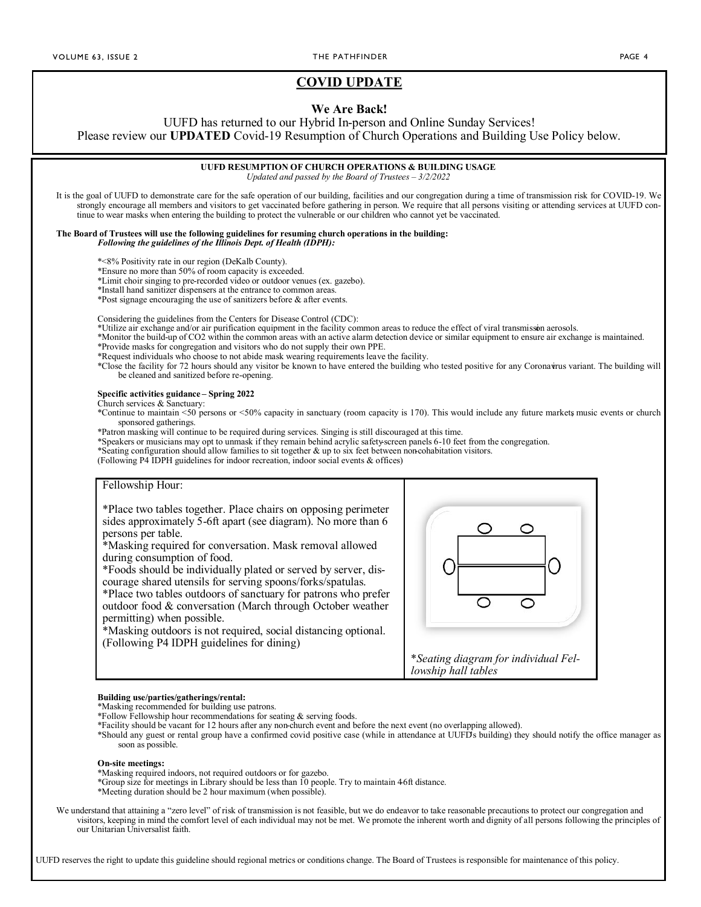## COVID UPDATE

**We Are Back!**

UUFD has returned to our Hybrid In-person and Online Sunday Services!
Please review our **UPDATED** Covid-19 Resumption of Church Operations and Building Use Policy below.

**UUFD RESUMPTION OF CHURCH OPERATIONS & BUILDING USAGE**
*Updated and passed by the Board of Trustees – 3/2/2022*

It is the goal of UUFD to demonstrate care for the safe operation of our building, facilities and our congregation during a time of transmission risk for COVID-19. We strongly encourage all members and visitors to get vaccinated before gathering in person. We require that all persons visiting or attending services at UUFD continue to wear masks when entering the building to protect the vulnerable or our children who cannot yet be vaccinated.

**The Board of Trustees will use the following guidelines for resuming church operations in the building:**
***Following the guidelines of the Illinois Dept. of Health (IDPH):***

*<8% Positivity rate in our region (DeKalb County).
*Ensure no more than 50% of room capacity is exceeded.
*Limit choir singing to pre-recorded video or outdoor venues (ex. gazebo).
*Install hand sanitizer dispensers at the entrance to common areas.
*Post signage encouraging the use of sanitizers before & after events.

Considering the guidelines from the Centers for Disease Control (CDC):
*Utilize air exchange and/or air purification equipment in the facility common areas to reduce the effect of viral transmission aerosols.
*Monitor the build-up of CO2 within the common areas with an active alarm detection device or similar equipment to ensure air exchange is maintained.
*Provide masks for congregation and visitors who do not supply their own PPE.
*Request individuals who choose to not abide mask wearing requirements leave the facility.
*Close the facility for 72 hours should any visitor be known to have entered the building who tested positive for any Coronavirus variant. The building will be cleaned and sanitized before re-opening.

**Specific activities guidance – Spring 2022**
Church services & Sanctuary:
*Continue to maintain <50 persons or <50% capacity in sanctuary (room capacity is 170). This would include any future markets, music events or church sponsored gatherings.
*Patron masking will continue to be required during services. Singing is still discouraged at this time.
*Speakers or musicians may opt to unmask if they remain behind acrylic safety-screen panels 6-10 feet from the congregation.
*Seating configuration should allow families to sit together & up to six feet between non-cohabitation visitors.
(Following P4 IDPH guidelines for indoor recreation, indoor social events & offices)

Fellowship Hour:

*Place two tables together. Place chairs on opposing perimeter sides approximately 5-6ft apart (see diagram). No more than 6 persons per table.
*Masking required for conversation. Mask removal allowed during consumption of food.
*Foods should be individually plated or served by server, discourage shared utensils for serving spoons/forks/spatulas.
*Place two tables outdoors of sanctuary for patrons who prefer outdoor food & conversation (March through October weather permitting) when possible.
*Masking outdoors is not required, social distancing optional.
(Following P4 IDPH guidelines for dining)

*\*Seating diagram for individual Fellowship hall tables*

**Building use/parties/gatherings/rental:**
*Masking recommended for building use patrons.
*Follow Fellowship hour recommendations for seating & serving foods.
*Facility should be vacant for 12 hours after any non-church event and before the next event (no overlapping allowed).
*Should any guest or rental group have a confirmed covid positive case (while in attendance at UUFD's building) they should notify the office manager as soon as possible.

**On-site meetings:**
*Masking required indoors, not required outdoors or for gazebo.
*Group size for meetings in Library should be less than 10 people. Try to maintain 4-6ft distance.
*Meeting duration should be 2 hour maximum (when possible).

We understand that attaining a "zero level" of risk of transmission is not feasible, but we do endeavor to take reasonable precautions to protect our congregation and visitors, keeping in mind the comfort level of each individual may not be met. We promote the inherent worth and dignity of all persons following the principles of our Unitarian Universalist faith.

UUFD reserves the right to update this guideline should regional metrics or conditions change. The Board of Trustees is responsible for maintenance of this policy.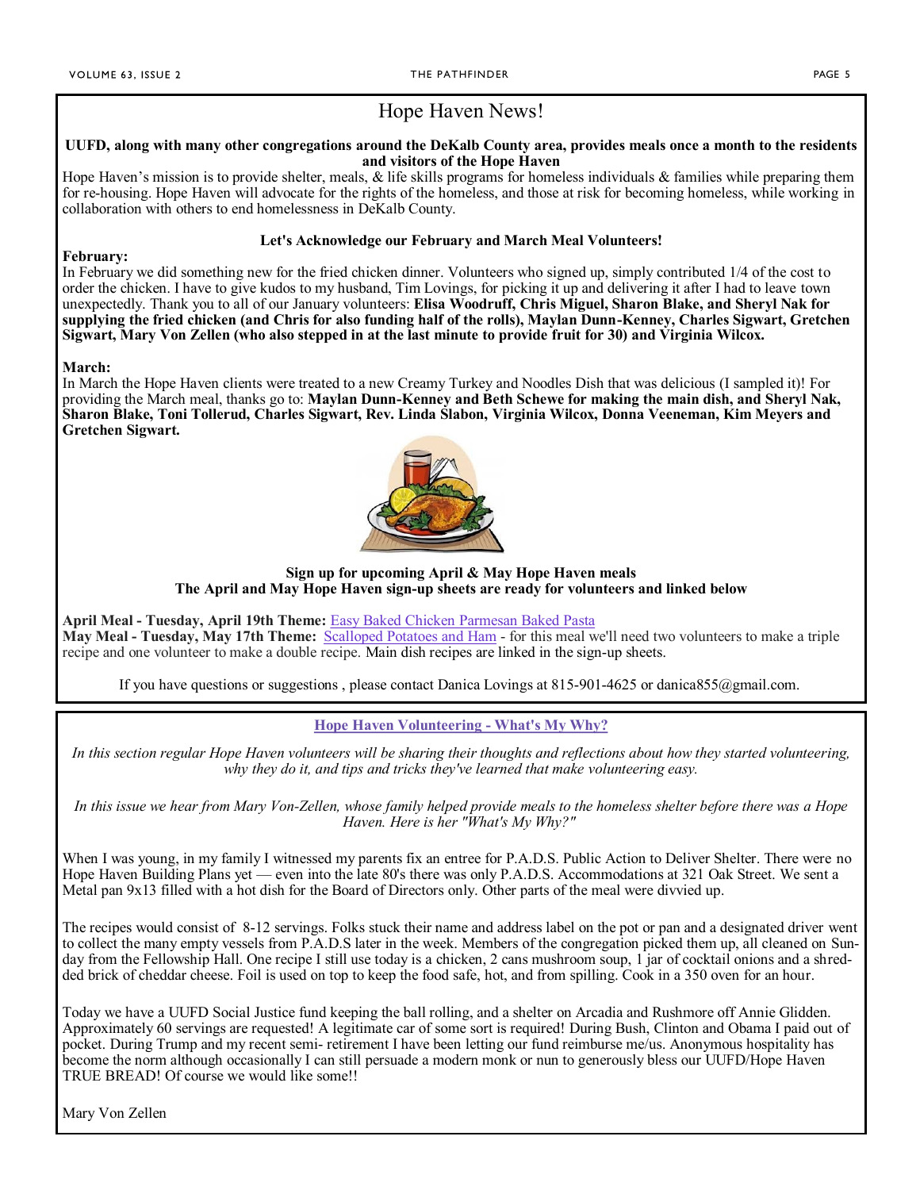# Hope Haven News!

**UUFD, along with many other congregations around the DeKalb County area, provides meals once a month to the residents and visitors of the Hope Haven**

Hope Haven's mission is to provide shelter, meals, & life skills programs for homeless individuals & families while preparing them for re-housing. Hope Haven will advocate for the rights of the homeless, and those at risk for becoming homeless, while working in collaboration with others to end homelessness in DeKalb County.

**Let's Acknowledge our February and March Meal Volunteers!**

**February:**

In February we did something new for the fried chicken dinner. Volunteers who signed up, simply contributed 1/4 of the cost to order the chicken. I have to give kudos to my husband, Tim Lovings, for picking it up and delivering it after I had to leave town unexpectedly. Thank you to all of our January volunteers: **Elisa Woodruff, Chris Miguel, Sharon Blake, and Sheryl Nak for supplying the fried chicken (and Chris for also funding half of the rolls), Maylan Dunn-Kenney, Charles Sigwart, Gretchen Sigwart, Mary Von Zellen (who also stepped in at the last minute to provide fruit for 30) and Virginia Wilcox.**

**March:**

In March the Hope Haven clients were treated to a new Creamy Turkey and Noodles Dish that was delicious (I sampled it)! For providing the March meal, thanks go to: **Maylan Dunn-Kenney and Beth Schewe for making the main dish, and Sheryl Nak, Sharon Blake, Toni Tollerud, Charles Sigwart, Rev. Linda Slabon, Virginia Wilcox, Donna Veeneman, Kim Meyers and Gretchen Sigwart.**

**Sign up for upcoming April & May Hope Haven meals**
**The April and May Hope Haven sign-up sheets are ready for volunteers and linked below**

**April Meal - Tuesday, April 19th Theme:** Easy Baked Chicken Parmesan Baked Pasta
**May Meal - Tuesday, May 17th Theme:** Scalloped Potatoes and Ham - for this meal we'll need two volunteers to make a triple recipe and one volunteer to make a double recipe. Main dish recipes are linked in the sign-up sheets.

If you have questions or suggestions , please contact Danica Lovings at 815-901-4625 or danica855@gmail.com.

## Hope Haven Volunteering - What's My Why?

*In this section regular Hope Haven volunteers will be sharing their thoughts and reflections about how they started volunteering, why they do it, and tips and tricks they've learned that make volunteering easy.*

*In this issue we hear from Mary Von-Zellen, whose family helped provide meals to the homeless shelter before there was a Hope Haven. Here is her "What's My Why?"*

When I was young, in my family I witnessed my parents fix an entree for P.A.D.S. Public Action to Deliver Shelter. There were no Hope Haven Building Plans yet — even into the late 80's there was only P.A.D.S. Accommodations at 321 Oak Street. We sent a Metal pan 9x13 filled with a hot dish for the Board of Directors only. Other parts of the meal were divvied up.

The recipes would consist of 8-12 servings. Folks stuck their name and address label on the pot or pan and a designated driver went to collect the many empty vessels from P.A.D.S later in the week. Members of the congregation picked them up, all cleaned on Sunday from the Fellowship Hall. One recipe I still use today is a chicken, 2 cans mushroom soup, 1 jar of cocktail onions and a shredded brick of cheddar cheese. Foil is used on top to keep the food safe, hot, and from spilling. Cook in a 350 oven for an hour.

Today we have a UUFD Social Justice fund keeping the ball rolling, and a shelter on Arcadia and Rushmore off Annie Glidden. Approximately 60 servings are requested! A legitimate car of some sort is required! During Bush, Clinton and Obama I paid out of pocket. During Trump and my recent semi- retirement I have been letting our fund reimburse me/us. Anonymous hospitality has become the norm although occasionally I can still persuade a modern monk or nun to generously bless our UUFD/Hope Haven TRUE BREAD! Of course we would like some!!

Mary Von Zellen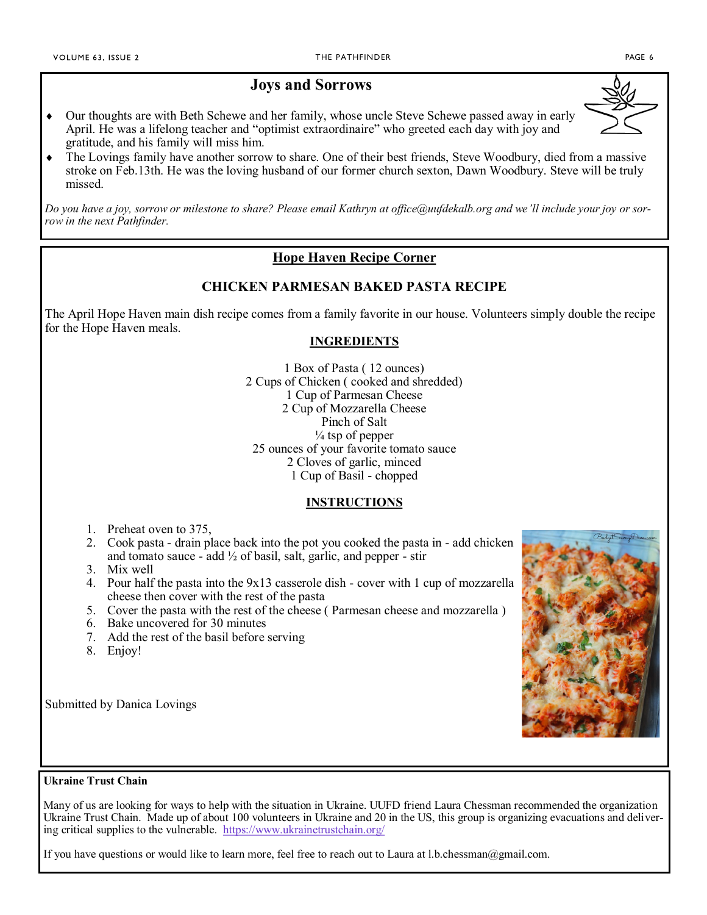## Joys and Sorrows

- Our thoughts are with Beth Schewe and her family, whose uncle Steve Schewe passed away in early April. He was a lifelong teacher and "optimist extraordinaire" who greeted each day with joy and gratitude, and his family will miss him.
- The Lovings family have another sorrow to share. One of their best friends, Steve Woodbury, died from a massive stroke on Feb.13th. He was the loving husband of our former church sexton, Dawn Woodbury. Steve will be truly missed.

*Do you have a joy, sorrow or milestone to share? Please email Kathryn at office@uufdekalb.org and we'll include your joy or sorrow in the next Pathfinder.*

## Hope Haven Recipe Corner

### CHICKEN PARMESAN BAKED PASTA RECIPE

The April Hope Haven main dish recipe comes from a family favorite in our house. Volunteers simply double the recipe for the Hope Haven meals.

**INGREDIENTS**

1 Box of Pasta ( 12 ounces)
2 Cups of Chicken ( cooked and shredded)
1 Cup of Parmesan Cheese
2 Cup of Mozzarella Cheese
Pinch of Salt
¼ tsp of pepper
25 ounces of your favorite tomato sauce
2 Cloves of garlic, minced
1 Cup of Basil - chopped

**INSTRUCTIONS**

1. Preheat oven to 375,
2. Cook pasta - drain place back into the pot you cooked the pasta in - add chicken and tomato sauce - add ½ of basil, salt, garlic, and pepper - stir
3. Mix well
4. Pour half the pasta into the 9x13 casserole dish - cover with 1 cup of mozzarella cheese then cover with the rest of the pasta
5. Cover the pasta with the rest of the cheese ( Parmesan cheese and mozzarella )
6. Bake uncovered for 30 minutes
7. Add the rest of the basil before serving
8. Enjoy!

Submitted by Danica Lovings

**Ukraine Trust Chain**

Many of us are looking for ways to help with the situation in Ukraine. UUFD friend Laura Chessman recommended the organization Ukraine Trust Chain. Made up of about 100 volunteers in Ukraine and 20 in the US, this group is organizing evacuations and delivering critical supplies to the vulnerable. https://www.ukrainetrustchain.org/

If you have questions or would like to learn more, feel free to reach out to Laura at l.b.chessman@gmail.com.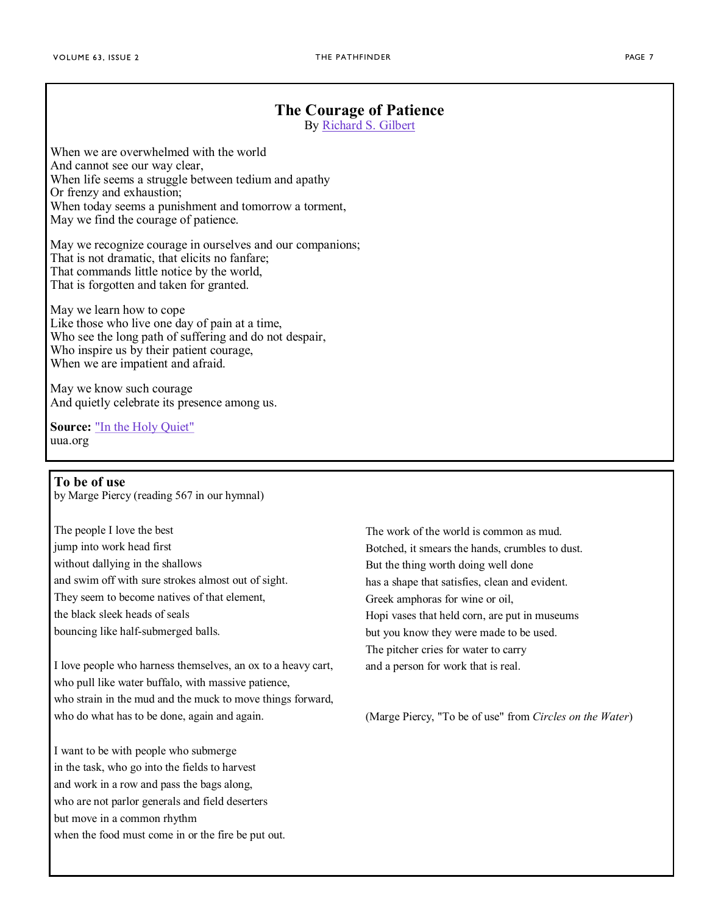## The Courage of Patience

By Richard S. Gilbert

When we are overwhelmed with the world
And cannot see our way clear,
When life seems a struggle between tedium and apathy
Or frenzy and exhaustion;
When today seems a punishment and tomorrow a torment,
May we find the courage of patience.

May we recognize courage in ourselves and our companions;
That is not dramatic, that elicits no fanfare;
That commands little notice by the world,
That is forgotten and taken for granted.

May we learn how to cope
Like those who live one day of pain at a time,
Who see the long path of suffering and do not despair,
Who inspire us by their patient courage,
When we are impatient and afraid.

May we know such courage
And quietly celebrate its presence among us.

**Source:** "In the Holy Quiet"
uua.org

## To be of use

by Marge Piercy (reading 567 in our hymnal)

The people I love the best
jump into work head first
without dallying in the shallows
and swim off with sure strokes almost out of sight.
They seem to become natives of that element,
the black sleek heads of seals
bouncing like half-submerged balls.

I love people who harness themselves, an ox to a heavy cart,
who pull like water buffalo, with massive patience,
who strain in the mud and the muck to move things forward,
who do what has to be done, again and again.

I want to be with people who submerge
in the task, who go into the fields to harvest
and work in a row and pass the bags along,
who are not parlor generals and field deserters
but move in a common rhythm
when the food must come in or the fire be put out.

The work of the world is common as mud.
Botched, it smears the hands, crumbles to dust.
But the thing worth doing well done
has a shape that satisfies, clean and evident.
Greek amphoras for wine or oil,
Hopi vases that held corn, are put in museums
but you know they were made to be used.
The pitcher cries for water to carry
and a person for work that is real.

(Marge Piercy, "To be of use" from *Circles on the Water*)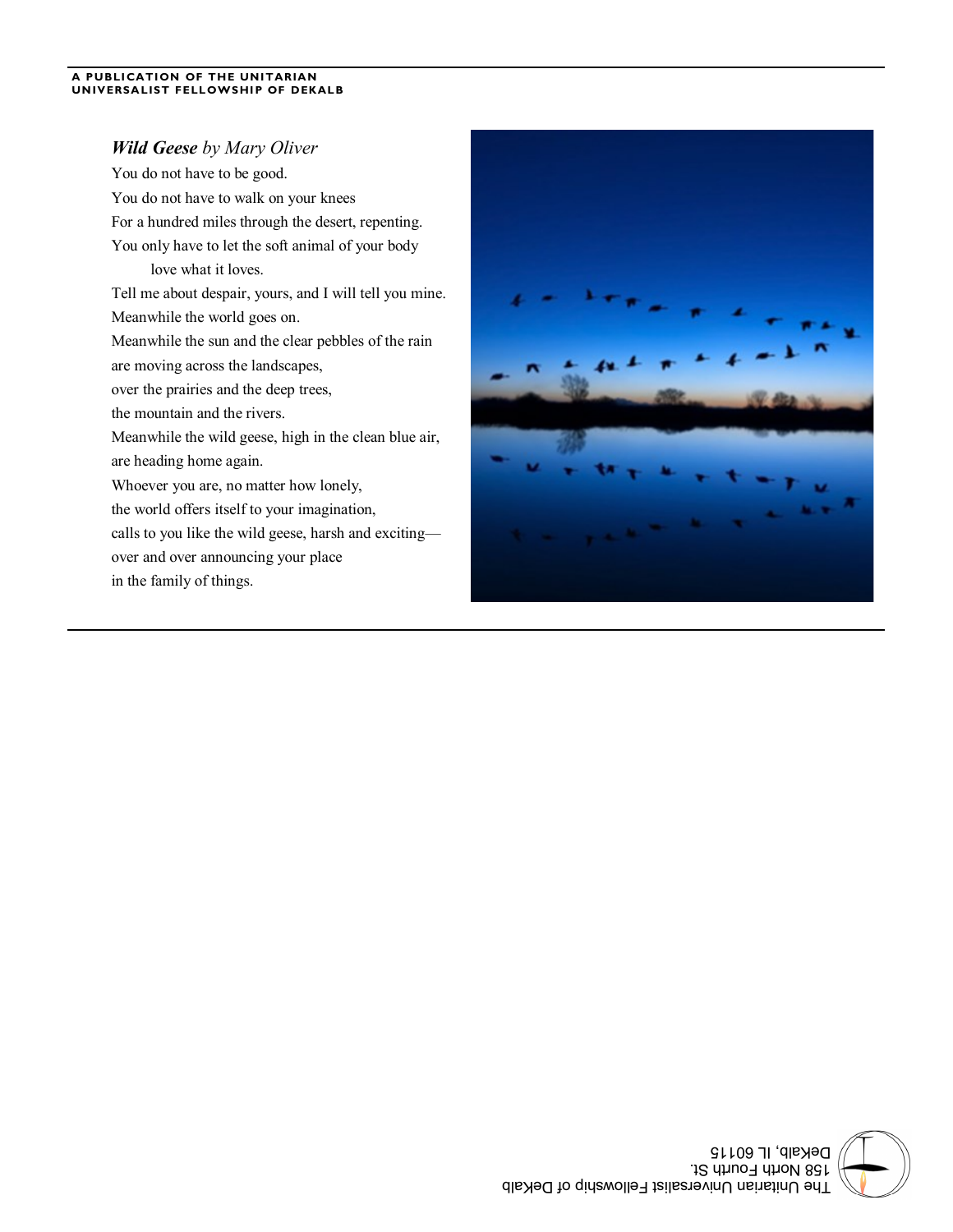A PUBLICATION OF THE UNITARIAN UNIVERSALIST FELLOWSHIP OF DEKALB

***Wild Geese*** *by Mary Oliver*

You do not have to be good.
You do not have to walk on your knees
For a hundred miles through the desert, repenting.
You only have to let the soft animal of your body
    love what it loves.
Tell me about despair, yours, and I will tell you mine.
Meanwhile the world goes on.
Meanwhile the sun and the clear pebbles of the rain
are moving across the landscapes,
over the prairies and the deep trees,
the mountain and the rivers.
Meanwhile the wild geese, high in the clean blue air,
are heading home again.
Whoever you are, no matter how lonely,
the world offers itself to your imagination,
calls to you like the wild geese, harsh and exciting—
over and over announcing your place
in the family of things.

The Unitarian Universalist Fellowship of DeKalb
158 North Fourth St.
DeKalb, IL 60115